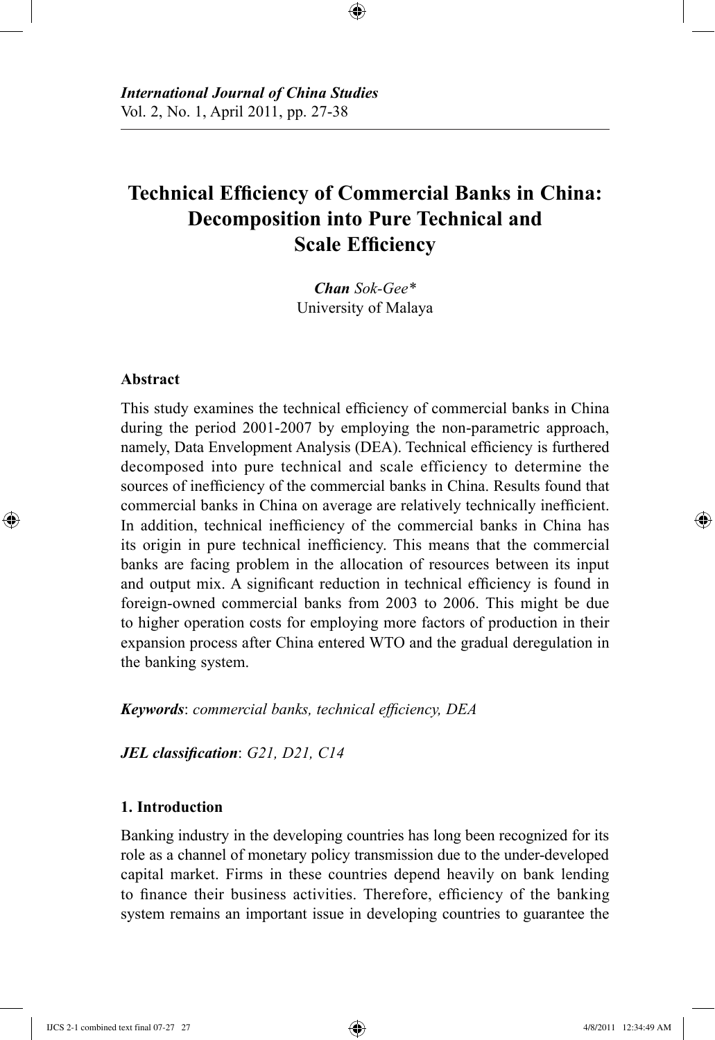# Technical Efficiency of Commercial Banks in China: Decomposition into Pure Technical and Scale Efficiency

***Chan*** *Sok-Gee\**
University of Malaya

## Abstract

This study examines the technical efficiency of commercial banks in China during the period 2001-2007 by employing the non-parametric approach, namely, Data Envelopment Analysis (DEA). Technical efficiency is furthered decomposed into pure technical and scale efficiency to determine the sources of inefficiency of the commercial banks in China. Results found that commercial banks in China on average are relatively technically inefficient. In addition, technical inefficiency of the commercial banks in China has its origin in pure technical inefficiency. This means that the commercial banks are facing problem in the allocation of resources between its input and output mix. A significant reduction in technical efficiency is found in foreign-owned commercial banks from 2003 to 2006. This might be due to higher operation costs for employing more factors of production in their expansion process after China entered WTO and the gradual deregulation in the banking system.

***Keywords***: *commercial banks, technical efficiency, DEA*

***JEL classification***: *G21, D21, C14*

## 1. Introduction

Banking industry in the developing countries has long been recognized for its role as a channel of monetary policy transmission due to the under-developed capital market. Firms in these countries depend heavily on bank lending to finance their business activities. Therefore, efficiency of the banking system remains an important issue in developing countries to guarantee the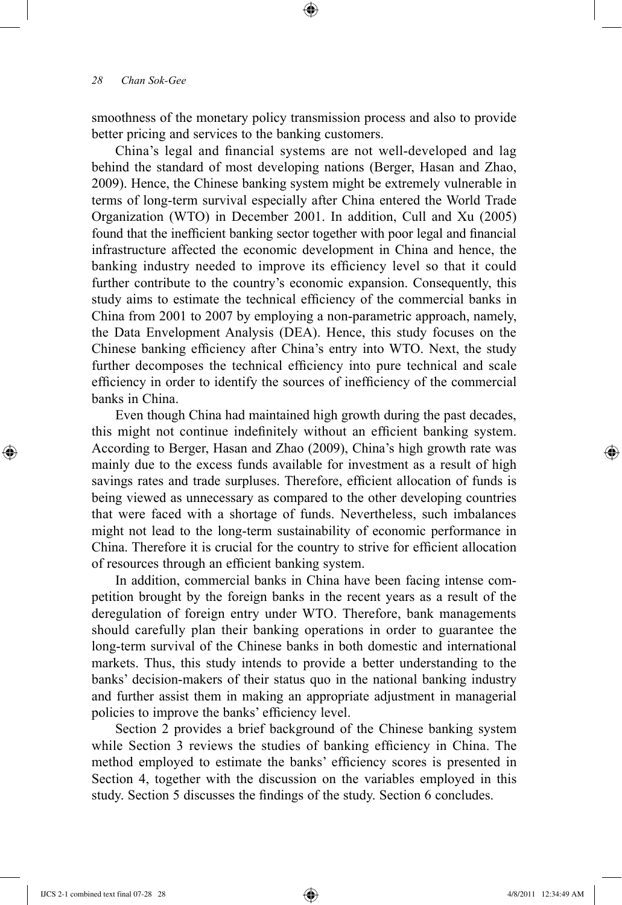smoothness of the monetary policy transmission process and also to provide better pricing and services to the banking customers.

China's legal and financial systems are not well-developed and lag behind the standard of most developing nations (Berger, Hasan and Zhao, 2009). Hence, the Chinese banking system might be extremely vulnerable in terms of long-term survival especially after China entered the World Trade Organization (WTO) in December 2001. In addition, Cull and Xu (2005) found that the inefficient banking sector together with poor legal and financial infrastructure affected the economic development in China and hence, the banking industry needed to improve its efficiency level so that it could further contribute to the country's economic expansion. Consequently, this study aims to estimate the technical efficiency of the commercial banks in China from 2001 to 2007 by employing a non-parametric approach, namely, the Data Envelopment Analysis (DEA). Hence, this study focuses on the Chinese banking efficiency after China's entry into WTO. Next, the study further decomposes the technical efficiency into pure technical and scale efficiency in order to identify the sources of inefficiency of the commercial banks in China.

Even though China had maintained high growth during the past decades, this might not continue indefinitely without an efficient banking system. According to Berger, Hasan and Zhao (2009), China's high growth rate was mainly due to the excess funds available for investment as a result of high savings rates and trade surpluses. Therefore, efficient allocation of funds is being viewed as unnecessary as compared to the other developing countries that were faced with a shortage of funds. Nevertheless, such imbalances might not lead to the long-term sustainability of economic performance in China. Therefore it is crucial for the country to strive for efficient allocation of resources through an efficient banking system.

In addition, commercial banks in China have been facing intense competition brought by the foreign banks in the recent years as a result of the deregulation of foreign entry under WTO. Therefore, bank managements should carefully plan their banking operations in order to guarantee the long-term survival of the Chinese banks in both domestic and international markets. Thus, this study intends to provide a better understanding to the banks' decision-makers of their status quo in the national banking industry and further assist them in making an appropriate adjustment in managerial policies to improve the banks' efficiency level.

Section 2 provides a brief background of the Chinese banking system while Section 3 reviews the studies of banking efficiency in China. The method employed to estimate the banks' efficiency scores is presented in Section 4, together with the discussion on the variables employed in this study. Section 5 discusses the findings of the study. Section 6 concludes.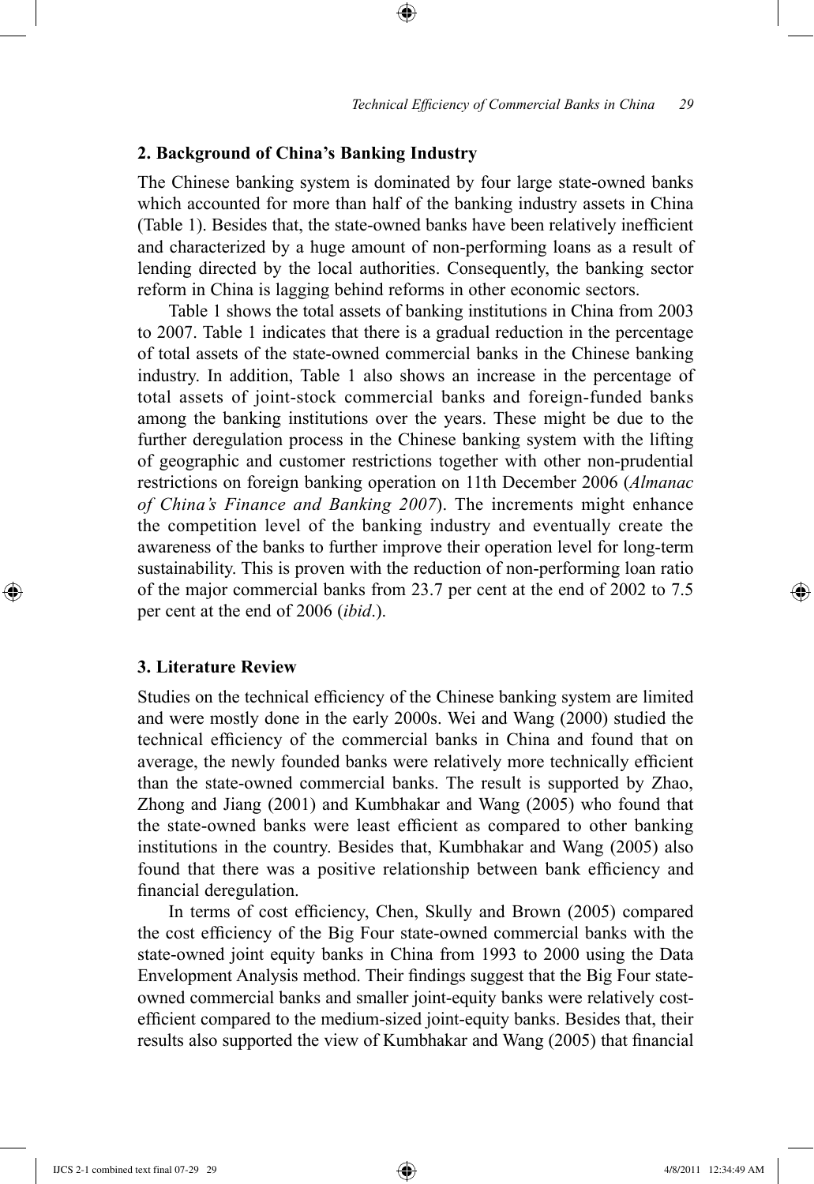## 2. Background of China's Banking Industry

The Chinese banking system is dominated by four large state-owned banks which accounted for more than half of the banking industry assets in China (Table 1). Besides that, the state-owned banks have been relatively inefficient and characterized by a huge amount of non-performing loans as a result of lending directed by the local authorities. Consequently, the banking sector reform in China is lagging behind reforms in other economic sectors.

Table 1 shows the total assets of banking institutions in China from 2003 to 2007. Table 1 indicates that there is a gradual reduction in the percentage of total assets of the state-owned commercial banks in the Chinese banking industry. In addition, Table 1 also shows an increase in the percentage of total assets of joint-stock commercial banks and foreign-funded banks among the banking institutions over the years. These might be due to the further deregulation process in the Chinese banking system with the lifting of geographic and customer restrictions together with other non-prudential restrictions on foreign banking operation on 11th December 2006 (*Almanac of China's Finance and Banking 2007*). The increments might enhance the competition level of the banking industry and eventually create the awareness of the banks to further improve their operation level for long-term sustainability. This is proven with the reduction of non-performing loan ratio of the major commercial banks from 23.7 per cent at the end of 2002 to 7.5 per cent at the end of 2006 (*ibid*.).

## 3. Literature Review

Studies on the technical efficiency of the Chinese banking system are limited and were mostly done in the early 2000s. Wei and Wang (2000) studied the technical efficiency of the commercial banks in China and found that on average, the newly founded banks were relatively more technically efficient than the state-owned commercial banks. The result is supported by Zhao, Zhong and Jiang (2001) and Kumbhakar and Wang (2005) who found that the state-owned banks were least efficient as compared to other banking institutions in the country. Besides that, Kumbhakar and Wang (2005) also found that there was a positive relationship between bank efficiency and financial deregulation.

In terms of cost efficiency, Chen, Skully and Brown (2005) compared the cost efficiency of the Big Four state-owned commercial banks with the state-owned joint equity banks in China from 1993 to 2000 using the Data Envelopment Analysis method. Their findings suggest that the Big Four state-owned commercial banks and smaller joint-equity banks were relatively cost-efficient compared to the medium-sized joint-equity banks. Besides that, their results also supported the view of Kumbhakar and Wang (2005) that financial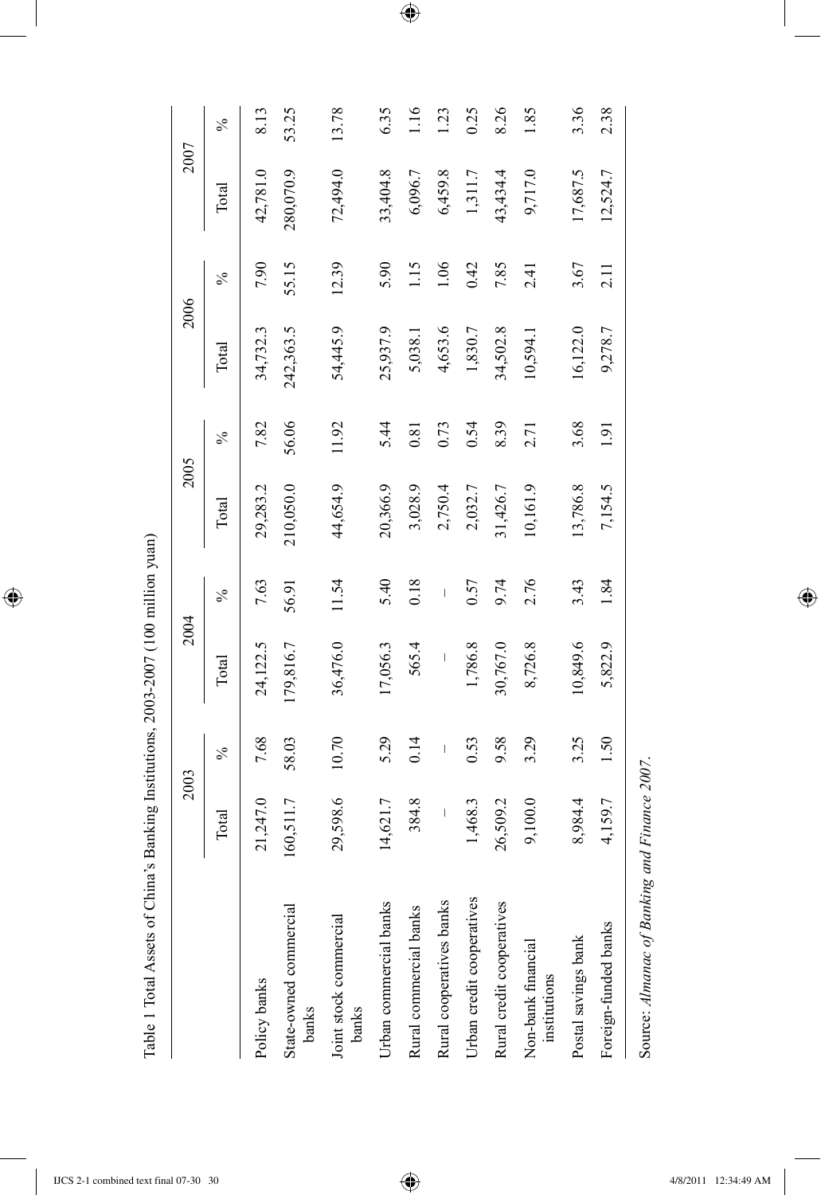Table 1 Total Assets of China's Banking Institutions, 2003-2007 (100 million yuan)

| | 2003 | | 2004 | | 2005 | | 2006 | | 2007 | |
|---|---|---|---|---|---|---|---|---|---|---|
| | Total | % | Total | % | Total | % | Total | % | Total | % |
| Policy banks | 21,247.0 | 7.68 | 24,122.5 | 7.63 | 29,283.2 | 7.82 | 34,732.3 | 7.90 | 42,781.0 | 8.13 |
| State-owned commercial banks | 160,511.7 | 58.03 | 179,816.7 | 56.91 | 210,050.0 | 56.06 | 242,363.5 | 55.15 | 280,070.9 | 53.25 |
| Joint stock commercial banks | 29,598.6 | 10.70 | 36,476.0 | 11.54 | 44,654.9 | 11.92 | 54,445.9 | 12.39 | 72,494.0 | 13.78 |
| Urban commercial banks | 14,621.7 | 5.29 | 17,056.3 | 5.40 | 20,366.9 | 5.44 | 25,937.9 | 5.90 | 33,404.8 | 6.35 |
| Rural commercial banks | 384.8 | 0.14 | 565.4 | 0.18 | 3,028.9 | 0.81 | 5,038.1 | 1.15 | 6,096.7 | 1.16 |
| Rural cooperatives banks | – | – | – | – | 2,750.4 | 0.73 | 4,653.6 | 1.06 | 6,459.8 | 1.23 |
| Urban credit cooperatives | 1,468.3 | 0.53 | 1,786.8 | 0.57 | 2,032.7 | 0.54 | 1,830.7 | 0.42 | 1,311.7 | 0.25 |
| Rural credit cooperatives | 26,509.2 | 9.58 | 30,767.0 | 9.74 | 31,426.7 | 8.39 | 34,502.8 | 7.85 | 43,434.4 | 8.26 |
| Non-bank financial institutions | 9,100.0 | 3.29 | 8,726.8 | 2.76 | 10,161.9 | 2.71 | 10,594.1 | 2.41 | 9,717.0 | 1.85 |
| Postal savings bank | 8,984.4 | 3.25 | 10,849.6 | 3.43 | 13,786.8 | 3.68 | 16,122.0 | 3.67 | 17,687.5 | 3.36 |
| Foreign-funded banks | 4,159.7 | 1.50 | 5,822.9 | 1.84 | 7,154.5 | 1.91 | 9,278.7 | 2.11 | 12,524.7 | 2.38 |

Source: *Almanac of Banking and Finance 2007*.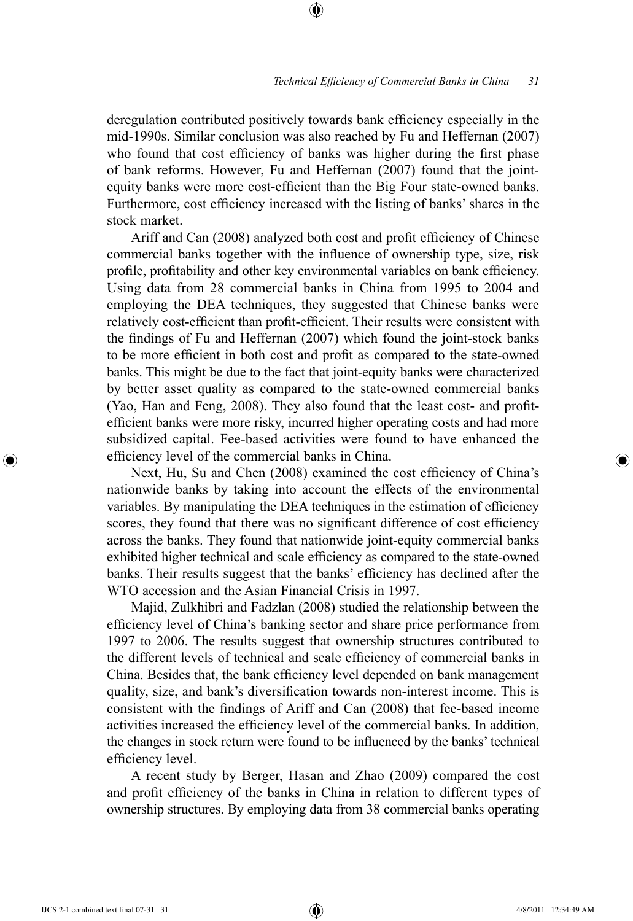deregulation contributed positively towards bank efficiency especially in the mid-1990s. Similar conclusion was also reached by Fu and Heffernan (2007) who found that cost efficiency of banks was higher during the first phase of bank reforms. However, Fu and Heffernan (2007) found that the joint-equity banks were more cost-efficient than the Big Four state-owned banks. Furthermore, cost efficiency increased with the listing of banks' shares in the stock market.

Ariff and Can (2008) analyzed both cost and profit efficiency of Chinese commercial banks together with the influence of ownership type, size, risk profile, profitability and other key environmental variables on bank efficiency. Using data from 28 commercial banks in China from 1995 to 2004 and employing the DEA techniques, they suggested that Chinese banks were relatively cost-efficient than profit-efficient. Their results were consistent with the findings of Fu and Heffernan (2007) which found the joint-stock banks to be more efficient in both cost and profit as compared to the state-owned banks. This might be due to the fact that joint-equity banks were characterized by better asset quality as compared to the state-owned commercial banks (Yao, Han and Feng, 2008). They also found that the least cost- and profit-efficient banks were more risky, incurred higher operating costs and had more subsidized capital. Fee-based activities were found to have enhanced the efficiency level of the commercial banks in China.

Next, Hu, Su and Chen (2008) examined the cost efficiency of China's nationwide banks by taking into account the effects of the environmental variables. By manipulating the DEA techniques in the estimation of efficiency scores, they found that there was no significant difference of cost efficiency across the banks. They found that nationwide joint-equity commercial banks exhibited higher technical and scale efficiency as compared to the state-owned banks. Their results suggest that the banks' efficiency has declined after the WTO accession and the Asian Financial Crisis in 1997.

Majid, Zulkhibri and Fadzlan (2008) studied the relationship between the efficiency level of China's banking sector and share price performance from 1997 to 2006. The results suggest that ownership structures contributed to the different levels of technical and scale efficiency of commercial banks in China. Besides that, the bank efficiency level depended on bank management quality, size, and bank's diversification towards non-interest income. This is consistent with the findings of Ariff and Can (2008) that fee-based income activities increased the efficiency level of the commercial banks. In addition, the changes in stock return were found to be influenced by the banks' technical efficiency level.

A recent study by Berger, Hasan and Zhao (2009) compared the cost and profit efficiency of the banks in China in relation to different types of ownership structures. By employing data from 38 commercial banks operating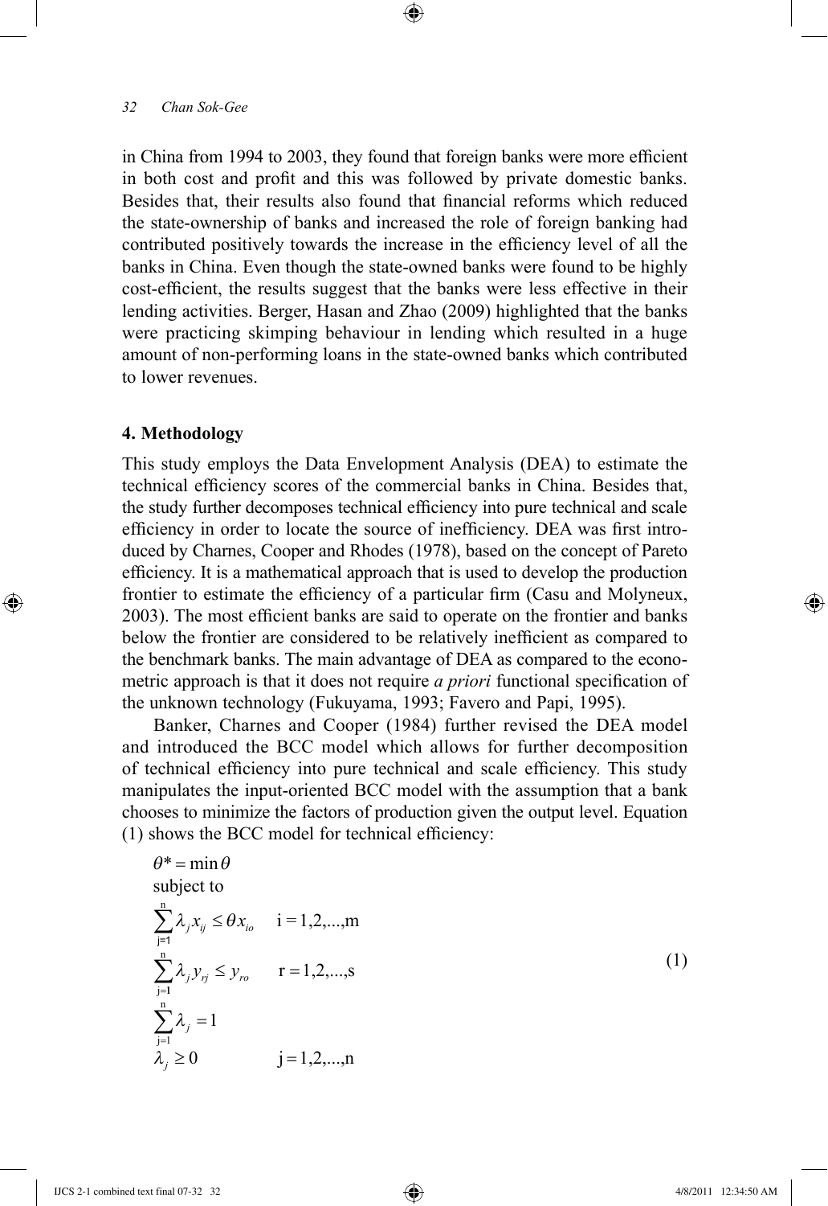in China from 1994 to 2003, they found that foreign banks were more efficient in both cost and profit and this was followed by private domestic banks. Besides that, their results also found that financial reforms which reduced the state-ownership of banks and increased the role of foreign banking had contributed positively towards the increase in the efficiency level of all the banks in China. Even though the state-owned banks were found to be highly cost-efficient, the results suggest that the banks were less effective in their lending activities. Berger, Hasan and Zhao (2009) highlighted that the banks were practicing skimping behaviour in lending which resulted in a huge amount of non-performing loans in the state-owned banks which contributed to lower revenues.

## 4. Methodology

This study employs the Data Envelopment Analysis (DEA) to estimate the technical efficiency scores of the commercial banks in China. Besides that, the study further decomposes technical efficiency into pure technical and scale efficiency in order to locate the source of inefficiency. DEA was first introduced by Charnes, Cooper and Rhodes (1978), based on the concept of Pareto efficiency. It is a mathematical approach that is used to develop the production frontier to estimate the efficiency of a particular firm (Casu and Molyneux, 2003). The most efficient banks are said to operate on the frontier and banks below the frontier are considered to be relatively inefficient as compared to the benchmark banks. The main advantage of DEA as compared to the econometric approach is that it does not require *a priori* functional specification of the unknown technology (Fukuyama, 1993; Favero and Papi, 1995).

Banker, Charnes and Cooper (1984) further revised the DEA model and introduced the BCC model which allows for further decomposition of technical efficiency into pure technical and scale efficiency. This study manipulates the input-oriented BCC model with the assumption that a bank chooses to minimize the factors of production given the output level. Equation (1) shows the BCC model for technical efficiency:

$$
\begin{aligned}
&\theta^* = \min \theta \\
&\text{subject to} \\
&\sum_{j=1}^{n} \lambda_j x_{ij} \le \theta x_{io} \qquad i = 1,2,...,m \\
&\sum_{j=1}^{n} \lambda_j y_{rj} \le y_{ro} \qquad r = 1,2,...,s \\
&\sum_{j=1}^{n} \lambda_j = 1 \\
&\lambda_j \ge 0 \qquad\qquad j = 1,2,...,n
\end{aligned}
\tag{1}
$$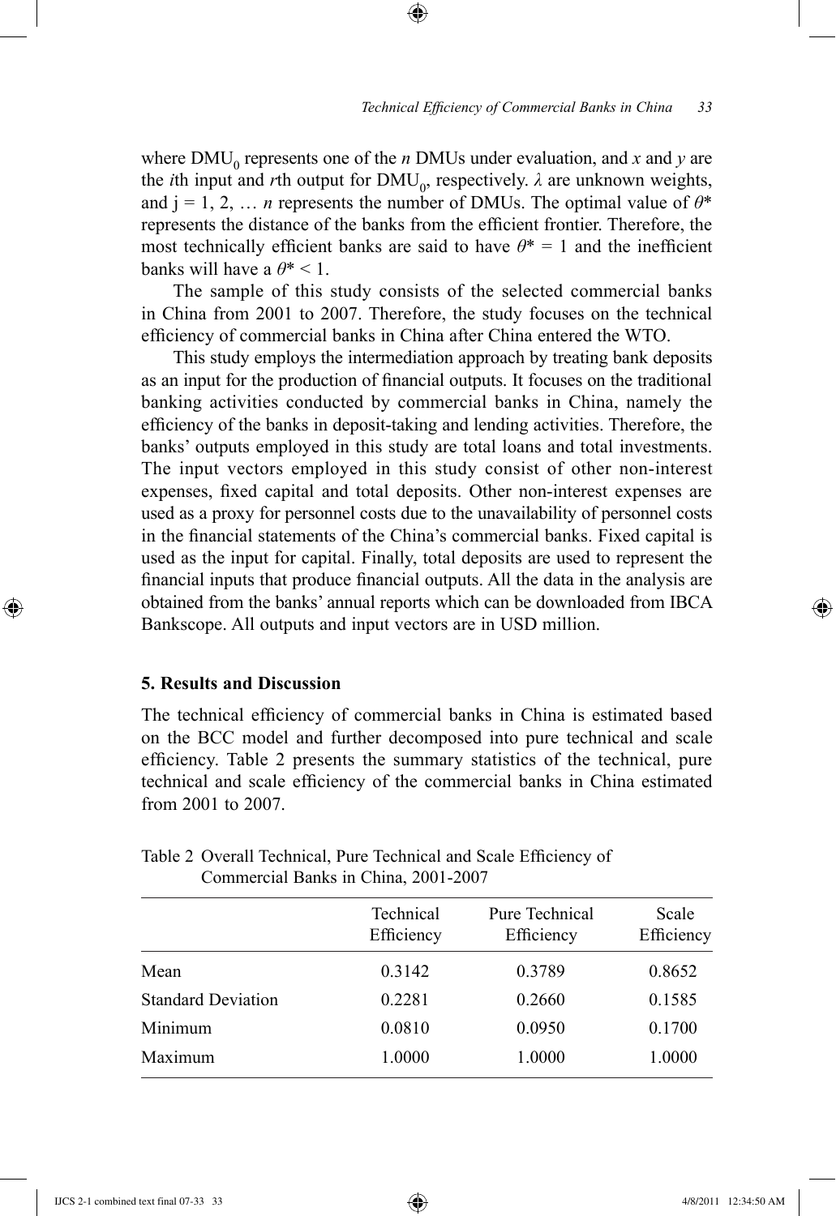where $DMU_0$ represents one of the *n* DMUs under evaluation, and *x* and *y* are the *i*th input and *r*th output for $DMU_0$, respectively. $\lambda$ are unknown weights, and j = 1, 2, … *n* represents the number of DMUs. The optimal value of $\theta^*$ represents the distance of the banks from the efficient frontier. Therefore, the most technically efficient banks are said to have $\theta^* = 1$ and the inefficient banks will have a $\theta^* < 1$.

The sample of this study consists of the selected commercial banks in China from 2001 to 2007. Therefore, the study focuses on the technical efficiency of commercial banks in China after China entered the WTO.

This study employs the intermediation approach by treating bank deposits as an input for the production of financial outputs. It focuses on the traditional banking activities conducted by commercial banks in China, namely the efficiency of the banks in deposit-taking and lending activities. Therefore, the banks' outputs employed in this study are total loans and total investments. The input vectors employed in this study consist of other non-interest expenses, fixed capital and total deposits. Other non-interest expenses are used as a proxy for personnel costs due to the unavailability of personnel costs in the financial statements of the China's commercial banks. Fixed capital is used as the input for capital. Finally, total deposits are used to represent the financial inputs that produce financial outputs. All the data in the analysis are obtained from the banks' annual reports which can be downloaded from IBCA Bankscope. All outputs and input vectors are in USD million.

## 5. Results and Discussion

The technical efficiency of commercial banks in China is estimated based on the BCC model and further decomposed into pure technical and scale efficiency. Table 2 presents the summary statistics of the technical, pure technical and scale efficiency of the commercial banks in China estimated from 2001 to 2007.

Table 2 Overall Technical, Pure Technical and Scale Efficiency of Commercial Banks in China, 2001-2007

| | Technical Efficiency | Pure Technical Efficiency | Scale Efficiency |
|---|---|---|---|
| Mean | 0.3142 | 0.3789 | 0.8652 |
| Standard Deviation | 0.2281 | 0.2660 | 0.1585 |
| Minimum | 0.0810 | 0.0950 | 0.1700 |
| Maximum | 1.0000 | 1.0000 | 1.0000 |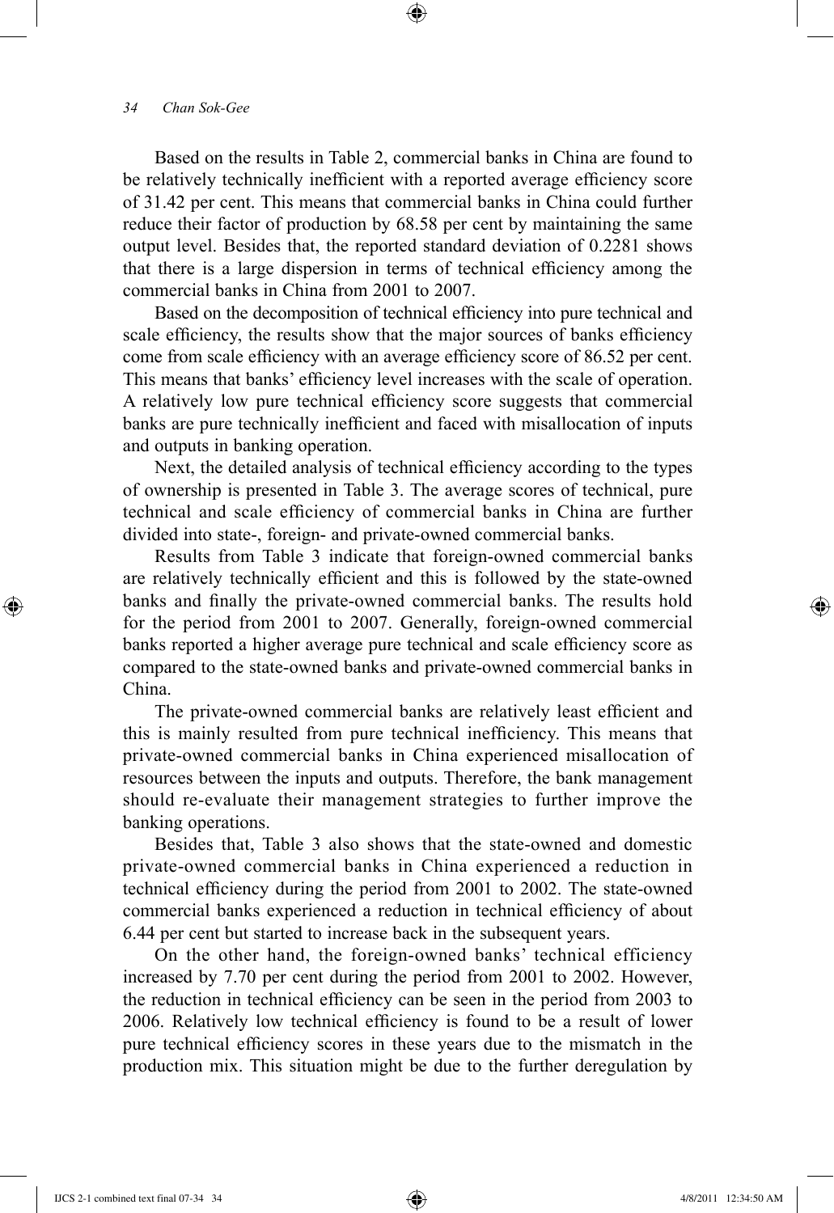Based on the results in Table 2, commercial banks in China are found to be relatively technically inefficient with a reported average efficiency score of 31.42 per cent. This means that commercial banks in China could further reduce their factor of production by 68.58 per cent by maintaining the same output level. Besides that, the reported standard deviation of 0.2281 shows that there is a large dispersion in terms of technical efficiency among the commercial banks in China from 2001 to 2007.

Based on the decomposition of technical efficiency into pure technical and scale efficiency, the results show that the major sources of banks efficiency come from scale efficiency with an average efficiency score of 86.52 per cent. This means that banks' efficiency level increases with the scale of operation. A relatively low pure technical efficiency score suggests that commercial banks are pure technically inefficient and faced with misallocation of inputs and outputs in banking operation.

Next, the detailed analysis of technical efficiency according to the types of ownership is presented in Table 3. The average scores of technical, pure technical and scale efficiency of commercial banks in China are further divided into state-, foreign- and private-owned commercial banks.

Results from Table 3 indicate that foreign-owned commercial banks are relatively technically efficient and this is followed by the state-owned banks and finally the private-owned commercial banks. The results hold for the period from 2001 to 2007. Generally, foreign-owned commercial banks reported a higher average pure technical and scale efficiency score as compared to the state-owned banks and private-owned commercial banks in China.

The private-owned commercial banks are relatively least efficient and this is mainly resulted from pure technical inefficiency. This means that private-owned commercial banks in China experienced misallocation of resources between the inputs and outputs. Therefore, the bank management should re-evaluate their management strategies to further improve the banking operations.

Besides that, Table 3 also shows that the state-owned and domestic private-owned commercial banks in China experienced a reduction in technical efficiency during the period from 2001 to 2002. The state-owned commercial banks experienced a reduction in technical efficiency of about 6.44 per cent but started to increase back in the subsequent years.

On the other hand, the foreign-owned banks' technical efficiency increased by 7.70 per cent during the period from 2001 to 2002. However, the reduction in technical efficiency can be seen in the period from 2003 to 2006. Relatively low technical efficiency is found to be a result of lower pure technical efficiency scores in these years due to the mismatch in the production mix. This situation might be due to the further deregulation by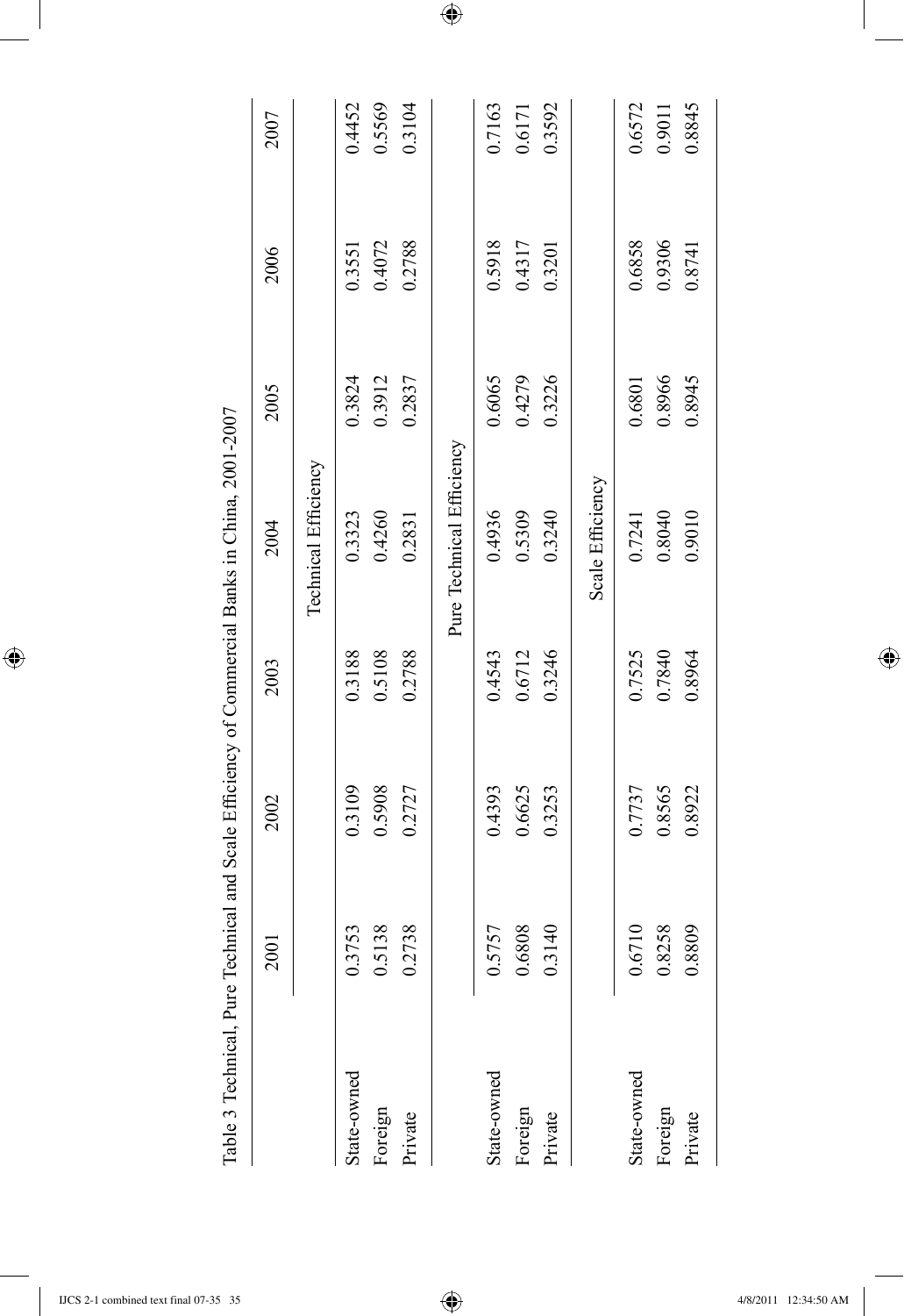Table 3 Technical, Pure Technical and Scale Efficiency of Commercial Banks in China, 2001-2007

| | 2001 | 2002 | 2003 | 2004 | 2005 | 2006 | 2007 |
|---|---|---|---|---|---|---|---|
| | | | | Technical Efficiency | | | |
| State-owned | 0.3753 | 0.3109 | 0.3188 | 0.3323 | 0.3824 | 0.3551 | 0.4452 |
| Foreign | 0.5138 | 0.5908 | 0.5108 | 0.4260 | 0.3912 | 0.4072 | 0.5569 |
| Private | 0.2738 | 0.2727 | 0.2788 | 0.2831 | 0.2837 | 0.2788 | 0.3104 |
| | | | | Pure Technical Efficiency | | | |
| State-owned | 0.5757 | 0.4393 | 0.4543 | 0.4936 | 0.6065 | 0.5918 | 0.7163 |
| Foreign | 0.6808 | 0.6625 | 0.6712 | 0.5309 | 0.4279 | 0.4317 | 0.6171 |
| Private | 0.3140 | 0.3253 | 0.3246 | 0.3240 | 0.3226 | 0.3201 | 0.3592 |
| | | | | Scale Efficiency | | | |
| State-owned | 0.6710 | 0.7737 | 0.7525 | 0.7241 | 0.6801 | 0.6858 | 0.6572 |
| Foreign | 0.8258 | 0.8565 | 0.7840 | 0.8040 | 0.8966 | 0.9306 | 0.9011 |
| Private | 0.8809 | 0.8922 | 0.8964 | 0.9010 | 0.8945 | 0.8741 | 0.8845 |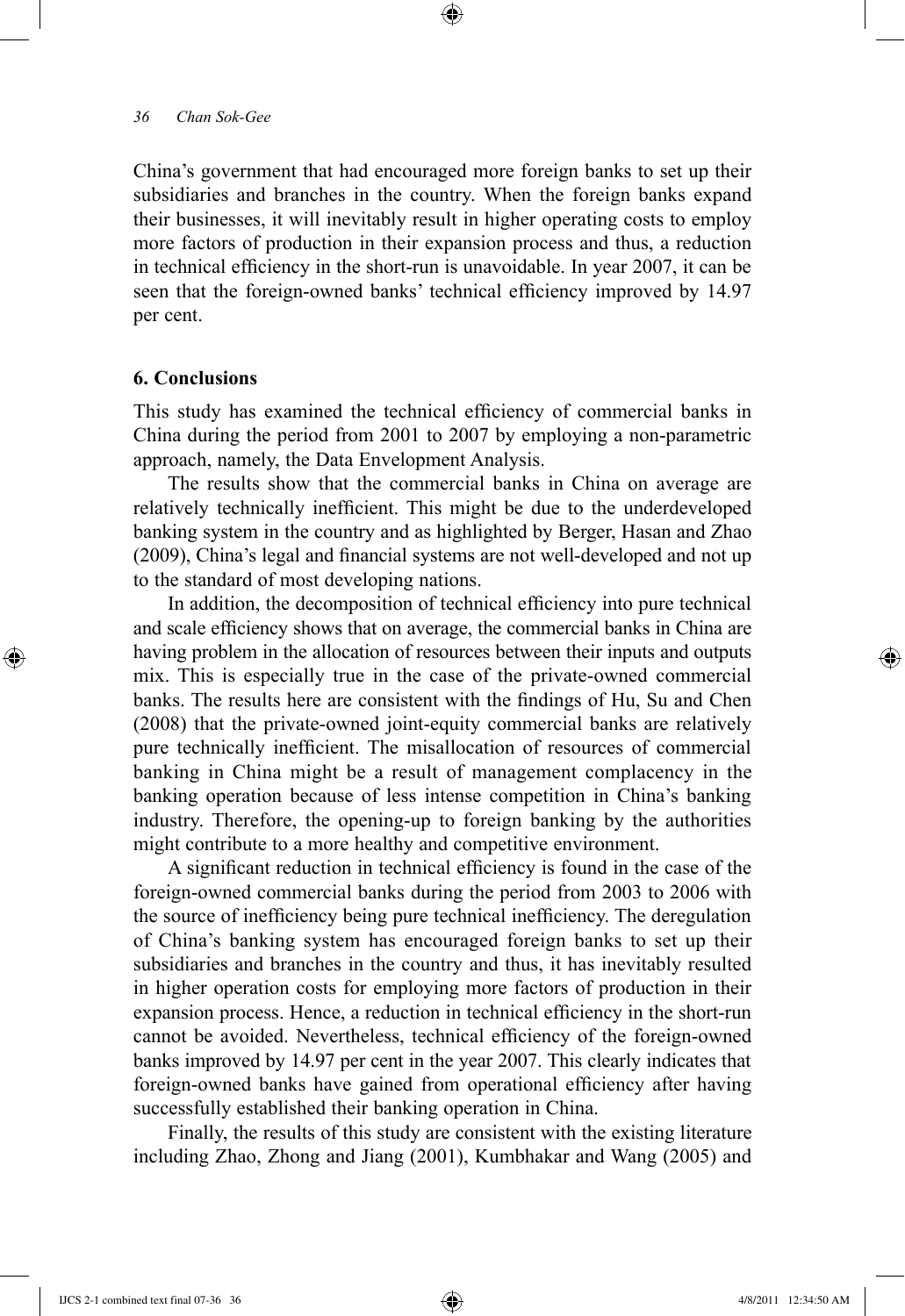China's government that had encouraged more foreign banks to set up their subsidiaries and branches in the country. When the foreign banks expand their businesses, it will inevitably result in higher operating costs to employ more factors of production in their expansion process and thus, a reduction in technical efficiency in the short-run is unavoidable. In year 2007, it can be seen that the foreign-owned banks' technical efficiency improved by 14.97 per cent.

## 6. Conclusions

This study has examined the technical efficiency of commercial banks in China during the period from 2001 to 2007 by employing a non-parametric approach, namely, the Data Envelopment Analysis.

The results show that the commercial banks in China on average are relatively technically inefficient. This might be due to the underdeveloped banking system in the country and as highlighted by Berger, Hasan and Zhao (2009), China's legal and financial systems are not well-developed and not up to the standard of most developing nations.

In addition, the decomposition of technical efficiency into pure technical and scale efficiency shows that on average, the commercial banks in China are having problem in the allocation of resources between their inputs and outputs mix. This is especially true in the case of the private-owned commercial banks. The results here are consistent with the findings of Hu, Su and Chen (2008) that the private-owned joint-equity commercial banks are relatively pure technically inefficient. The misallocation of resources of commercial banking in China might be a result of management complacency in the banking operation because of less intense competition in China's banking industry. Therefore, the opening-up to foreign banking by the authorities might contribute to a more healthy and competitive environment.

A significant reduction in technical efficiency is found in the case of the foreign-owned commercial banks during the period from 2003 to 2006 with the source of inefficiency being pure technical inefficiency. The deregulation of China's banking system has encouraged foreign banks to set up their subsidiaries and branches in the country and thus, it has inevitably resulted in higher operation costs for employing more factors of production in their expansion process. Hence, a reduction in technical efficiency in the short-run cannot be avoided. Nevertheless, technical efficiency of the foreign-owned banks improved by 14.97 per cent in the year 2007. This clearly indicates that foreign-owned banks have gained from operational efficiency after having successfully established their banking operation in China.

Finally, the results of this study are consistent with the existing literature including Zhao, Zhong and Jiang (2001), Kumbhakar and Wang (2005) and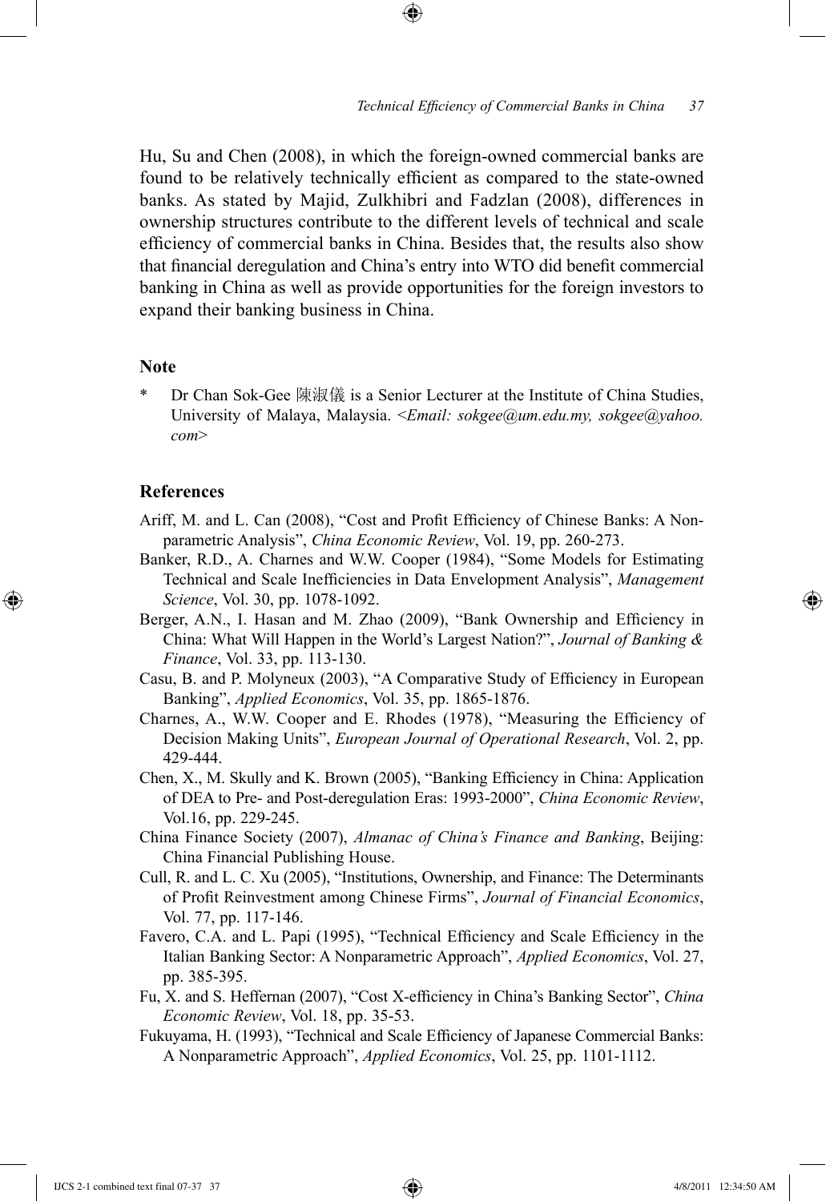Hu, Su and Chen (2008), in which the foreign-owned commercial banks are found to be relatively technically efficient as compared to the state-owned banks. As stated by Majid, Zulkhibri and Fadzlan (2008), differences in ownership structures contribute to the different levels of technical and scale efficiency of commercial banks in China. Besides that, the results also show that financial deregulation and China's entry into WTO did benefit commercial banking in China as well as provide opportunities for the foreign investors to expand their banking business in China.

## Note

\* Dr Chan Sok-Gee 陳淑儀 is a Senior Lecturer at the Institute of China Studies, University of Malaya, Malaysia. <*Email: sokgee@um.edu.my, sokgee@yahoo.com*>

## References

Ariff, M. and L. Can (2008), "Cost and Profit Efficiency of Chinese Banks: A Non-parametric Analysis", *China Economic Review*, Vol. 19, pp. 260-273.

Banker, R.D., A. Charnes and W.W. Cooper (1984), "Some Models for Estimating Technical and Scale Inefficiencies in Data Envelopment Analysis", *Management Science*, Vol. 30, pp. 1078-1092.

Berger, A.N., I. Hasan and M. Zhao (2009), "Bank Ownership and Efficiency in China: What Will Happen in the World's Largest Nation?", *Journal of Banking & Finance*, Vol. 33, pp. 113-130.

Casu, B. and P. Molyneux (2003), "A Comparative Study of Efficiency in European Banking", *Applied Economics*, Vol. 35, pp. 1865-1876.

Charnes, A., W.W. Cooper and E. Rhodes (1978), "Measuring the Efficiency of Decision Making Units", *European Journal of Operational Research*, Vol. 2, pp. 429-444.

Chen, X., M. Skully and K. Brown (2005), "Banking Efficiency in China: Application of DEA to Pre- and Post-deregulation Eras: 1993-2000", *China Economic Review*, Vol.16, pp. 229-245.

China Finance Society (2007), *Almanac of China's Finance and Banking*, Beijing: China Financial Publishing House.

Cull, R. and L. C. Xu (2005), "Institutions, Ownership, and Finance: The Determinants of Profit Reinvestment among Chinese Firms", *Journal of Financial Economics*, Vol. 77, pp. 117-146.

Favero, C.A. and L. Papi (1995), "Technical Efficiency and Scale Efficiency in the Italian Banking Sector: A Nonparametric Approach", *Applied Economics*, Vol. 27, pp. 385-395.

Fu, X. and S. Heffernan (2007), "Cost X-efficiency in China's Banking Sector", *China Economic Review*, Vol. 18, pp. 35-53.

Fukuyama, H. (1993), "Technical and Scale Efficiency of Japanese Commercial Banks: A Nonparametric Approach", *Applied Economics*, Vol. 25, pp. 1101-1112.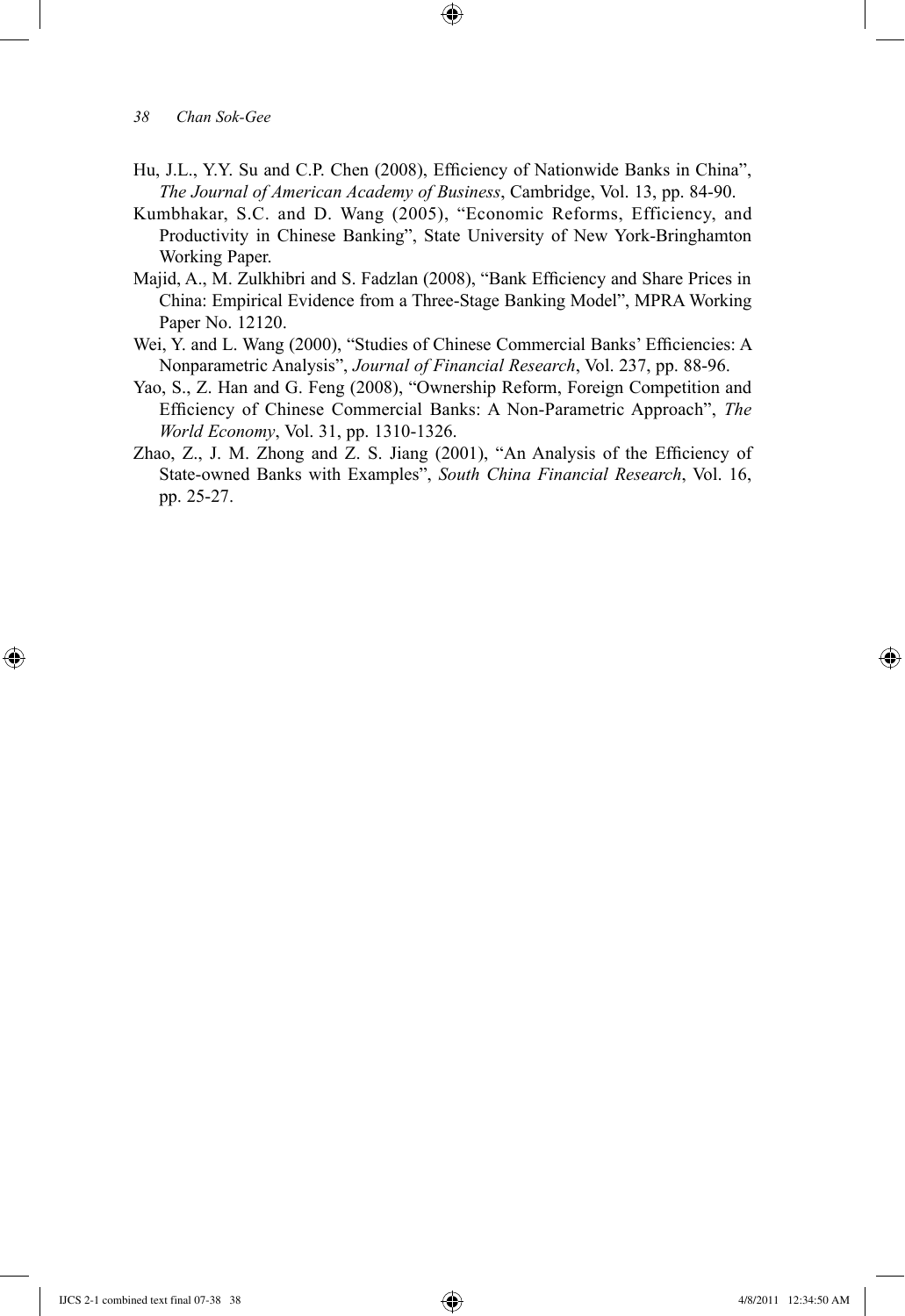Hu, J.L., Y.Y. Su and C.P. Chen (2008), Efficiency of Nationwide Banks in China", *The Journal of American Academy of Business*, Cambridge, Vol. 13, pp. 84-90.

Kumbhakar, S.C. and D. Wang (2005), "Economic Reforms, Efficiency, and Productivity in Chinese Banking", State University of New York-Bringhamton Working Paper.

Majid, A., M. Zulkhibri and S. Fadzlan (2008), "Bank Efficiency and Share Prices in China: Empirical Evidence from a Three-Stage Banking Model", MPRA Working Paper No. 12120.

Wei, Y. and L. Wang (2000), "Studies of Chinese Commercial Banks' Efficiencies: A Nonparametric Analysis", *Journal of Financial Research*, Vol. 237, pp. 88-96.

Yao, S., Z. Han and G. Feng (2008), "Ownership Reform, Foreign Competition and Efficiency of Chinese Commercial Banks: A Non-Parametric Approach", *The World Economy*, Vol. 31, pp. 1310-1326.

Zhao, Z., J. M. Zhong and Z. S. Jiang (2001), "An Analysis of the Efficiency of State-owned Banks with Examples", *South China Financial Research*, Vol. 16, pp. 25-27.